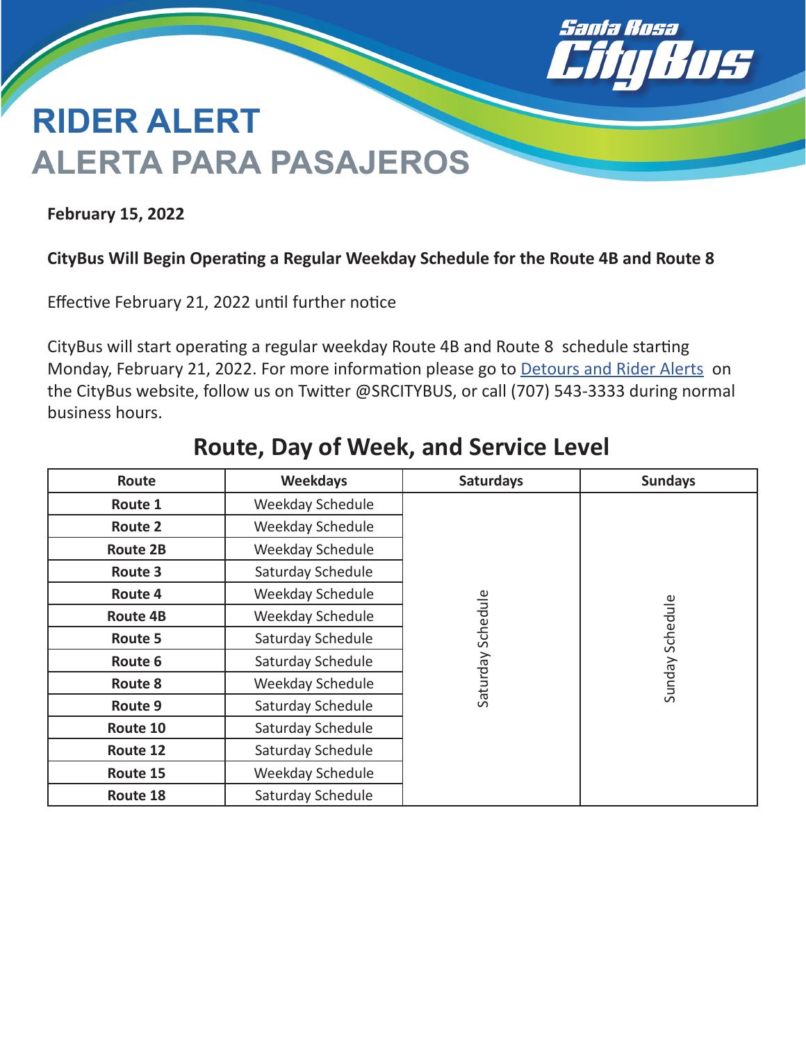Santa Rosa CityBus

# RIDER ALERT
# ALERTA PARA PASAJEROS

**February 15, 2022**

**CityBus Will Begin Operating a Regular Weekday Schedule for the Route 4B and Route 8**

Effective February 21, 2022 until further notice

CityBus will start operating a regular weekday Route 4B and Route 8 schedule starting Monday, February 21, 2022. For more information please go to Detours and Rider Alerts on the CityBus website, follow us on Twitter @SRCITYBUS, or call (707) 543-3333 during normal business hours.

## Route, Day of Week, and Service Level

| Route | Weekdays | Saturdays | Sundays |
| --- | --- | --- | --- |
| **Route 1** | Weekday Schedule | Saturday Schedule | Sunday Schedule |
| **Route 2** | Weekday Schedule | | |
| **Route 2B** | Weekday Schedule | | |
| **Route 3** | Saturday Schedule | | |
| **Route 4** | Weekday Schedule | | |
| **Route 4B** | Weekday Schedule | | |
| **Route 5** | Saturday Schedule | | |
| **Route 6** | Saturday Schedule | | |
| **Route 8** | Weekday Schedule | | |
| **Route 9** | Saturday Schedule | | |
| **Route 10** | Saturday Schedule | | |
| **Route 12** | Saturday Schedule | | |
| **Route 15** | Weekday Schedule | | |
| **Route 18** | Saturday Schedule | | |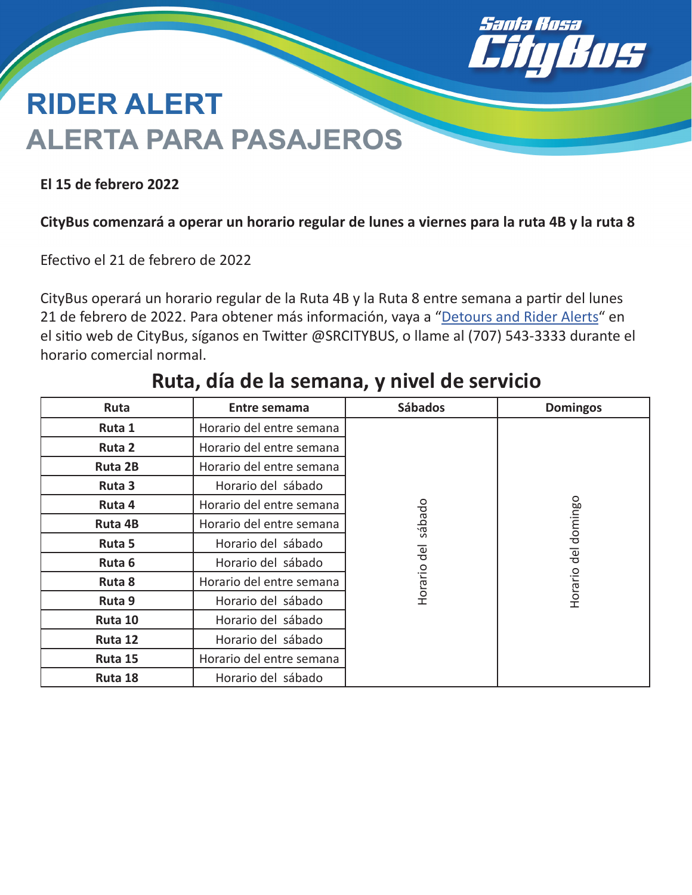# RIDER ALERT
# ALERTA PARA PASAJEROS

**El 15 de febrero 2022**

**CityBus comenzará a operar un horario regular de lunes a viernes para la ruta 4B y la ruta 8**

Efectivo el 21 de febrero de 2022

CityBus operará un horario regular de la Ruta 4B y la Ruta 8 entre semana a partir del lunes 21 de febrero de 2022. Para obtener más información, vaya a "[Detours and Rider Alerts](#)" en el sitio web de CityBus, síganos en Twitter @SRCITYBUS, o llame al (707) 543-3333 durante el horario comercial normal.

## Ruta, día de la semana, y nivel de servicio

| Ruta | Entre semama | Sábados | Domingos |
|---|---|---|---|
| **Ruta 1** | Horario del entre semana | Horario del sábado | Horario del domingo |
| **Ruta 2** | Horario del entre semana | | |
| **Ruta 2B** | Horario del entre semana | | |
| **Ruta 3** | Horario del sábado | | |
| **Ruta 4** | Horario del entre semana | | |
| **Ruta 4B** | Horario del entre semana | | |
| **Ruta 5** | Horario del sábado | | |
| **Ruta 6** | Horario del sábado | | |
| **Ruta 8** | Horario del entre semana | | |
| **Ruta 9** | Horario del sábado | | |
| **Ruta 10** | Horario del sábado | | |
| **Ruta 12** | Horario del sábado | | |
| **Ruta 15** | Horario del entre semana | | |
| **Ruta 18** | Horario del sábado | | |